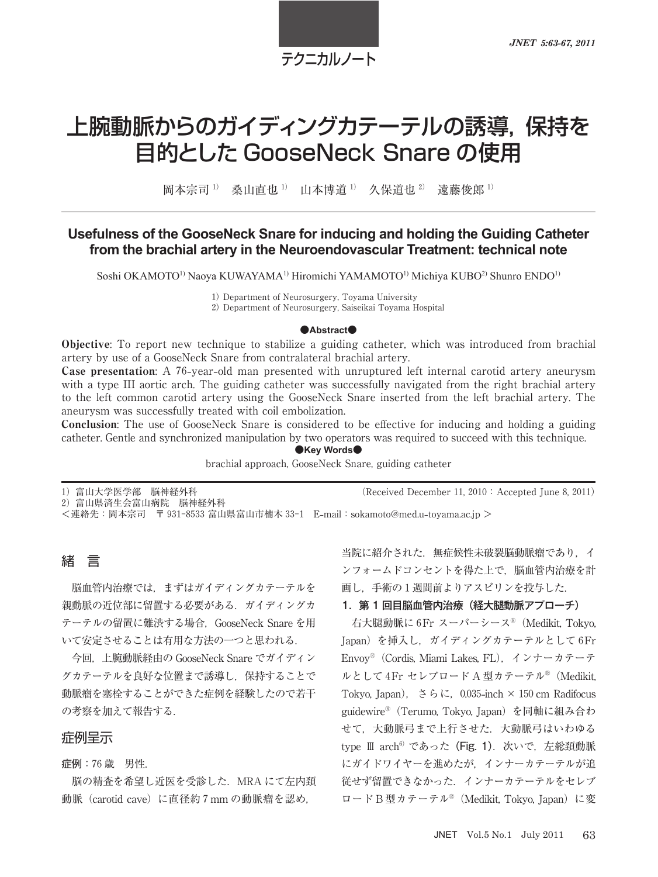テクニカルノート

# 上腕動脈からのガイディングカテーテルの誘導，保持を目的とした GooseNeck Snare の使用

岡本宗司[1)]　桑山直也[1)]　山本博道[1)]　久保道也[2)]　遠藤俊郎[1)]

## Usefulness of the GooseNeck Snare for inducing and holding the Guiding Catheter from the brachial artery in the Neuroendovascular Treatment: technical note

Soshi OKAMOTO[1)] Naoya KUWAYAMA[1)] Hiromichi YAMAMOTO[1)] Michiya KUBO[2)] Shunro ENDO[1)]

1) Department of Neurosurgery, Toyama University
2) Department of Neurosurgery, Saiseikai Toyama Hospital

**●Abstract●**

**Objective**: To report new technique to stabilize a guiding catheter, which was introduced from brachial artery by use of a GooseNeck Snare from contralateral brachial artery.

**Case presentation**: A 76-year-old man presented with unruptured left internal carotid artery aneurysm with a type III aortic arch. The guiding catheter was successfully navigated from the right brachial artery to the left common carotid artery using the GooseNeck Snare inserted from the left brachial artery. The aneurysm was successfully treated with coil embolization.

**Conclusion**: The use of GooseNeck Snare is considered to be effective for inducing and holding a guiding catheter. Gentle and synchronized manipulation by two operators was required to succeed with this technique.

**●Key Words●**

brachial approach, GooseNeck Snare, guiding catheter

1）富山大学医学部　脳神経外科
2）富山県済生会富山病院　脳神経外科
＜連絡先：岡本宗司　〒 931-8533 富山県富山市楠木 33-1　E-mail：sokamoto@med.u-toyama.ac.jp ＞

（Received December 11, 2010：Accepted June 8, 2011）

## 緒　言

脳血管内治療では，まずはガイディングカテーテルを親動脈の近位部に留置する必要がある．ガイディングカテーテルの留置に難渋する場合，GooseNeck Snare を用いて安定させることは有用な方法の一つと思われる．

今回，上腕動脈経由の GooseNeck Snare でガイディングカテーテルを良好な位置まで誘導し，保持することで動脈瘤を塞栓することができた症例を経験したので若干の考察を加えて報告する．

## 症例呈示

**症例**：76 歳　男性．

脳の精査を希望し近医を受診した．MRA にて左内頚動脈（carotid cave）に直径約 7 mm の動脈瘤を認め，当院に紹介された．無症候性未破裂脳動脈瘤であり，インフォームドコンセントを得た上で，脳血管内治療を計画し，手術の 1 週間前よりアスピリンを投与した．

### 1．第 1 回目脳血管内治療（経大腿動脈アプローチ）

右大腿動脈に 6Fr スーパーシース®（Medikit, Tokyo, Japan）を挿入し，ガイディングカテーテルとして 6Fr Envoy®（Cordis, Miami Lakes, FL），インナーカテーテルとして 4Fr セレブロード A 型カテーテル®（Medikit, Tokyo, Japan），さらに，0.035-inch × 150 cm Radifocus guidewire®（Terumo, Tokyo, Japan）を同軸に組み合わせて，大動脈弓まで上行させた．大動脈弓はいわゆる type Ⅲ arch[6)] であった（**Fig. 1**）．次いで，左総頚動脈にガイドワイヤーを進めたが，インナーカテーテルが追従せず留置できなかった．インナーカテーテルをセレブロード B 型カテーテル®（Medikit, Tokyo, Japan）に変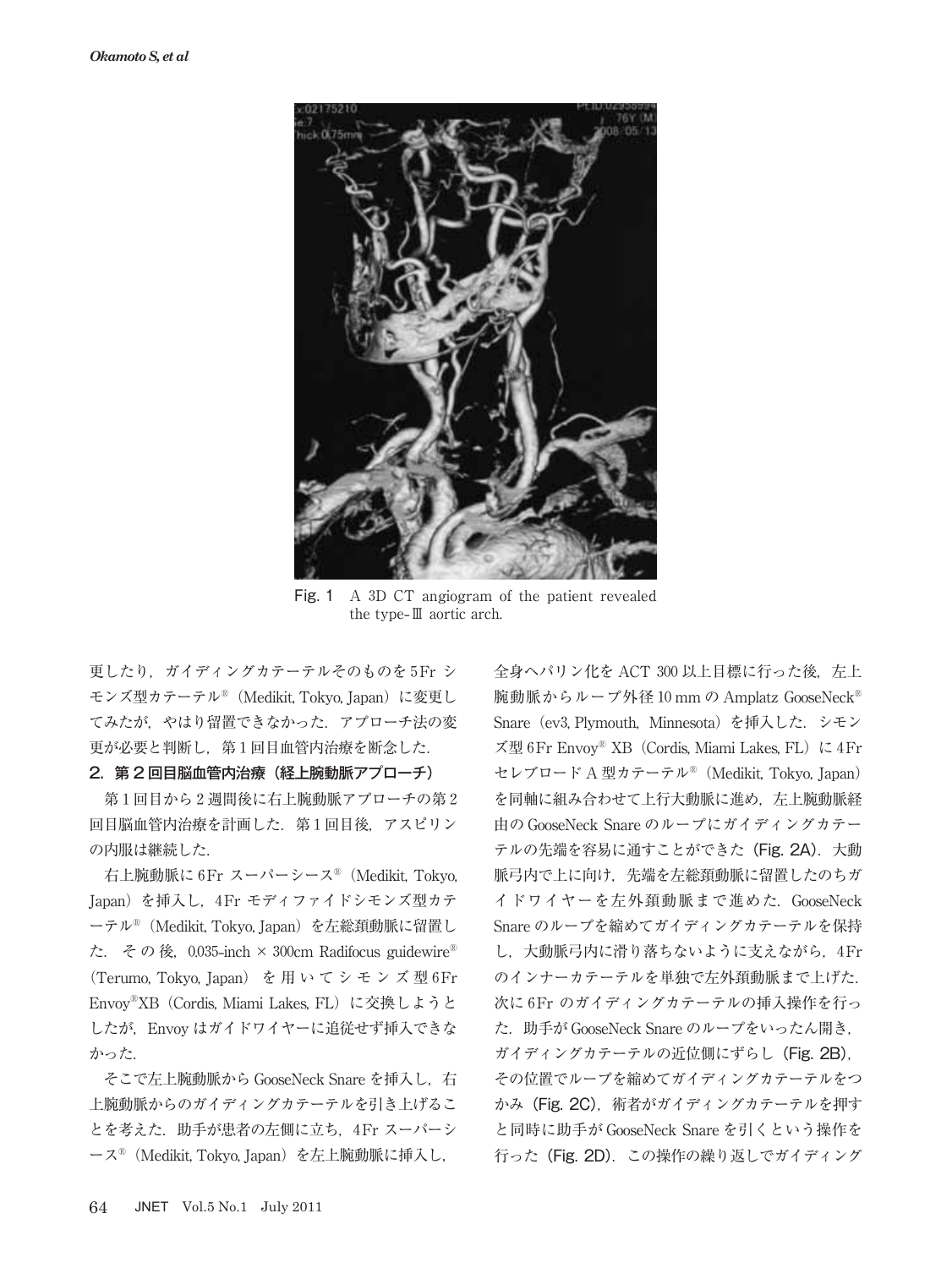Fig. 1　A 3D CT angiogram of the patient revealed the type-Ⅲ aortic arch.

更したり，ガイディングカテーテルそのものを5Fr シモンズ型カテーテル®（Medikit, Tokyo, Japan）に変更してみたが，やはり留置できなかった．アプローチ法の変更が必要と判断し，第1回目血管内治療を断念した．

**2．第2回目脳血管内治療（経上腕動脈アプローチ）**

第1回目から2週間後に右上腕動脈アプローチの第2回目脳血管内治療を計画した．第1回目後，アスピリンの内服は継続した．

右上腕動脈に6Fr スーパーシース®（Medikit, Tokyo, Japan）を挿入し，4Fr モディファイドシモンズ型カテーテル®（Medikit, Tokyo, Japan）を左総頚動脈に留置した．その後，0.035-inch × 300cm Radifocus guidewire®（Terumo, Tokyo, Japan）を用いてシモンズ型6Fr Envoy®XB（Cordis, Miami Lakes, FL）に交換しようとしたが，Envoy はガイドワイヤーに追従せず挿入できなかった．

そこで左上腕動脈から GooseNeck Snare を挿入し，右上腕動脈からのガイディングカテーテルを引き上げることを考えた．助手が患者の左側に立ち，4Fr スーパーシース®（Medikit, Tokyo, Japan）を左上腕動脈に挿入し，全身ヘパリン化を ACT 300 以上目標に行った後，左上腕動脈からループ外径 10 mm の Amplatz GooseNeck® Snare（ev3, Plymouth, Minnesota）を挿入した．シモンズ型 6Fr Envoy® XB（Cordis, Miami Lakes, FL）に 4Fr セレブロード A 型カテーテル®（Medikit, Tokyo, Japan）を同軸に組み合わせて上行大動脈に進め，左上腕動脈経由の GooseNeck Snare のループにガイディングカテーテルの先端を容易に通すことができた（Fig. 2A）．大動脈弓内で上に向け，先端を左総頚動脈に留置したのちガイドワイヤーを左外頚動脈まで進めた．GooseNeck Snare のループを縮めてガイディングカテーテルを保持し，大動脈弓内に滑り落ちないように支えながら，4Fr のインナーカテーテルを単独で左外頚動脈まで上げた．次に 6Fr のガイディングカテーテルの挿入操作を行った．助手が GooseNeck Snare のループをいったん開き，ガイディングカテーテルの近位側にずらし（Fig. 2B），その位置でループを縮めてガイディングカテーテルをつかみ（Fig. 2C），術者がガイディングカテーテルを押すと同時に助手が GooseNeck Snare を引くという操作を行った（Fig. 2D）．この操作の繰り返しでガイディング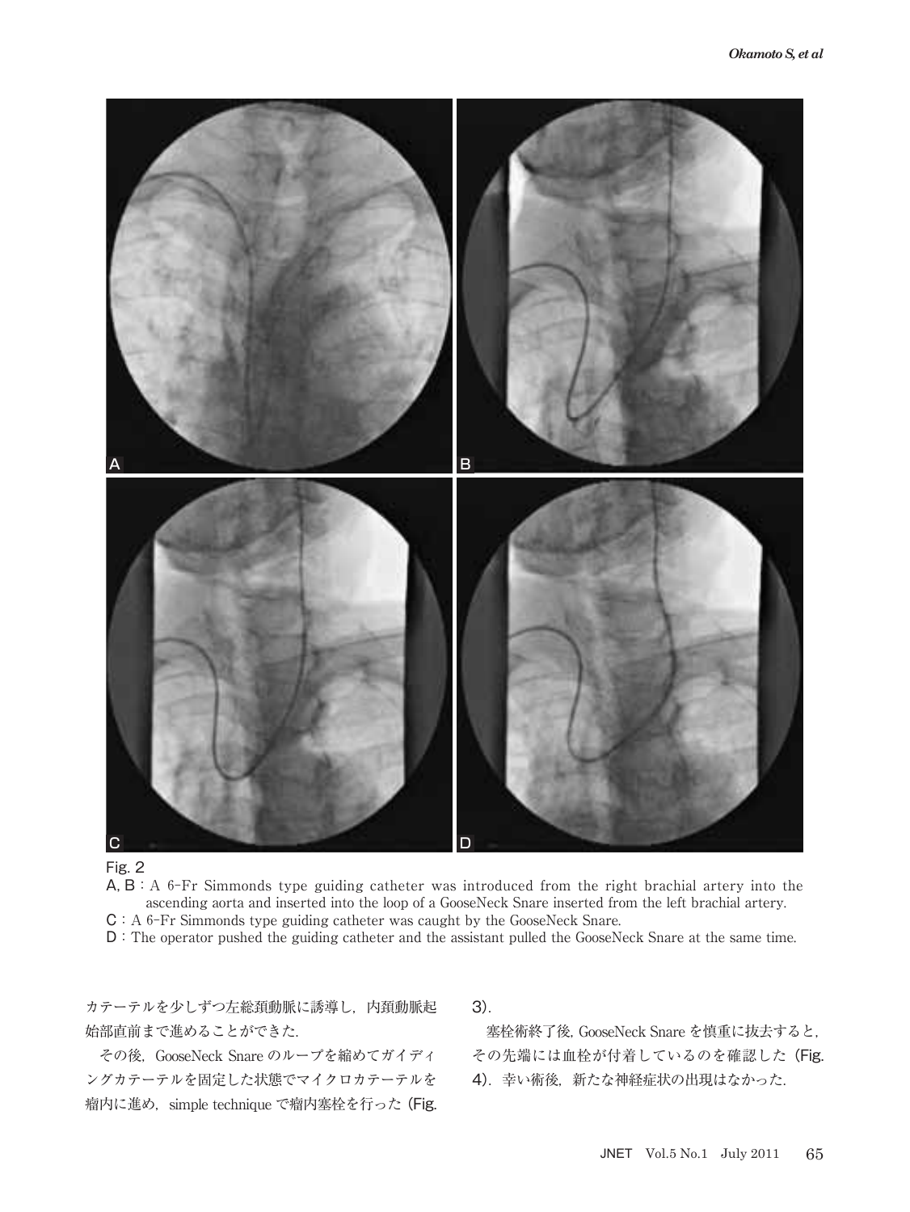Fig. 2

A, B : A 6-Fr Simmonds type guiding catheter was introduced from the right brachial artery into the ascending aorta and inserted into the loop of a GooseNeck Snare inserted from the left brachial artery.

C : A 6-Fr Simmonds type guiding catheter was caught by the GooseNeck Snare.

D : The operator pushed the guiding catheter and the assistant pulled the GooseNeck Snare at the same time.

カテーテルを少しずつ左総頚動脈に誘導し，内頚動脈起始部直前まで進めることができた.

その後，GooseNeck Snare のループを縮めてガイディングカテーテルを固定した状態でマイクロカテーテルを瘤内に進め，simple technique で瘤内塞栓を行った（Fig. 3）.

塞栓術終了後，GooseNeck Snare を慎重に抜去すると，その先端には血栓が付着しているのを確認した（Fig. 4）．幸い術後，新たな神経症状の出現はなかった.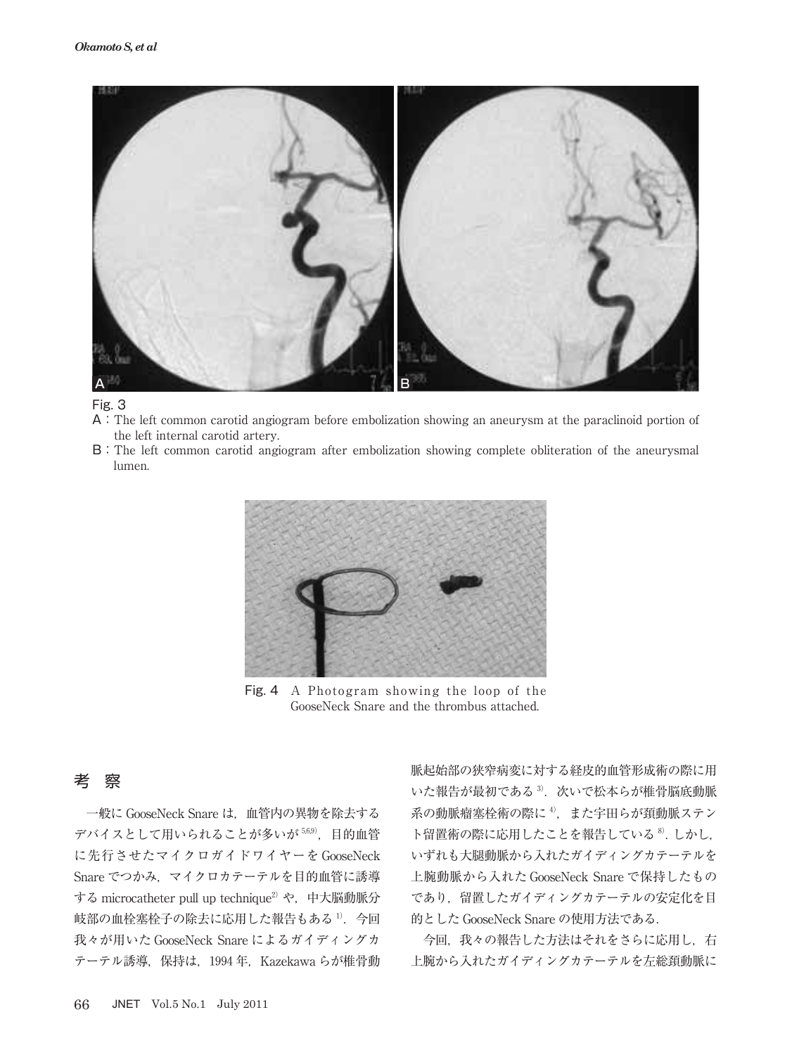Fig. 3

A：The left common carotid angiogram before embolization showing an aneurysm at the paraclinoid portion of the left internal carotid artery.

B：The left common carotid angiogram after embolization showing complete obliteration of the aneurysmal lumen.

Fig. 4　A Photogram showing the loop of the GooseNeck Snare and the thrombus attached.

## 考　察

一般に GooseNeck Snare は，血管内の異物を除去するデバイスとして用いられることが多いが[5,6,9]，目的血管に先行させたマイクロガイドワイヤーを GooseNeck Snare でつかみ，マイクロカテーテルを目的血管に誘導する microcatheter pull up technique[2] や，中大脳動脈分岐部の血栓塞栓子の除去に応用した報告もある[1]．今回我々が用いた GooseNeck Snare によるガイディングカテーテル誘導，保持は，1994 年，Kazekawa らが椎骨動脈起始部の狭窄病変に対する経皮的血管形成術の際に用いた報告が最初である[3]．次いで松本らが椎骨脳底動脈系の動脈瘤塞栓術の際に[4]，また宇田らが頚動脈ステント留置術の際に応用したことを報告している[8]．しかし，いずれも大腿動脈から入れたガイディングカテーテルを上腕動脈から入れた GooseNeck Snare で保持したものであり，留置したガイディングカテーテルの安定化を目的とした GooseNeck Snare の使用方法である．

今回，我々の報告した方法はそれをさらに応用し，右上腕から入れたガイディングカテーテルを左総頚動脈に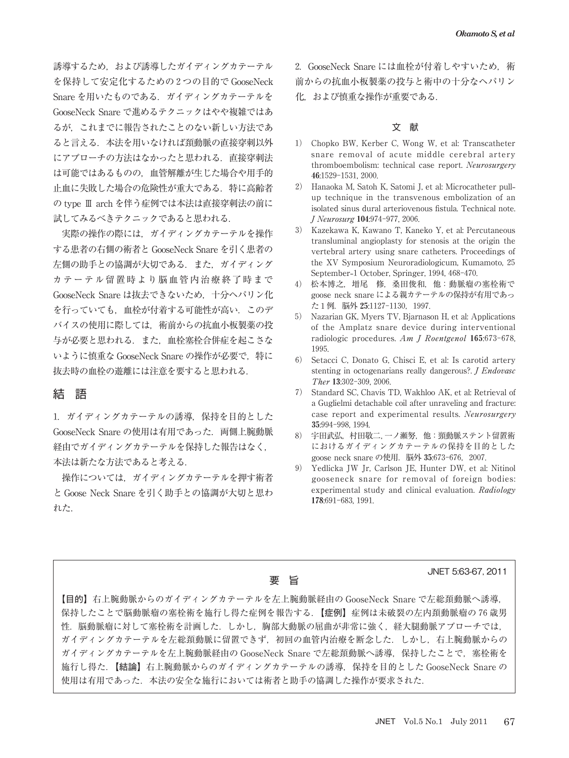誘導するため，および誘導したガイディングカテーテルを保持して安定化するための２つの目的で GooseNeck Snare を用いたものである．ガイディングカテーテルを GooseNeck Snare で進めるテクニックはやや複雑ではあるが，これまでに報告されたことのない新しい方法であると言える．本法を用いなければ頚動脈の直接穿刺以外にアプローチの方法はなかったと思われる．直接穿刺法は可能ではあるものの，血管解離が生じた場合や用手的止血に失敗した場合の危険性が重大である．特に高齢者の type Ⅲ arch を伴う症例では本法は直接穿刺法の前に試してみるべきテクニックであると思われる．

実際の操作の際には，ガイディングカテーテルを操作する患者の右側の術者と GooseNeck Snare を引く患者の左側の助手との協調が大切である．また，ガイディングカテーテル留置時より脳血管内治療終了時まで GooseNeck Snare は抜去できないため，十分へパリン化を行っていても，血栓が付着する可能性が高い．このデバイスの使用に際しては，術前からの抗血小板製薬の投与が必要と思われる．また，血栓塞栓合併症を起こさないように慎重な GooseNeck Snare の操作が必要で，特に抜去時の血栓の遊離には注意を要すると思われる．

## 結　語

1. ガイディングカテーテルの誘導，保持を目的とした GooseNeck Snare の使用は有用であった．両側上腕動脈経由でガイディングカテーテルを保持した報告はなく，本法は新たな方法であると考える．

操作については，ガイディングカテーテルを押す術者と Goose Neck Snare を引く助手との協調が大切と思われた．

2. GooseNeck Snare には血栓が付着しやすいため，術前からの抗血小板製薬の投与と術中の十分なヘパリン化，および慎重な操作が重要である．

## 文　献

1) Chopko BW, Kerber C, Wong W, et al: Transcatheter snare removal of acute middle cerebral artery thromboembolism: technical case report. *Neurosurgery* **46**:1529-1531, 2000.
2) Hanaoka M, Satoh K, Satomi J, et al: Microcatheter pull-up technique in the transvenous embolization of an isolated sinus dural arteriovenous fistula. Technical note. *J Neurosurg* **104**:974-977, 2006.
3) Kazekawa K, Kawano T, Kaneko Y, et al: Percutaneous transluminal angioplasty for stenosis at the origin the vertebral artery using snare catheters. Proceedings of the XV Symposium Neuroradiologicum, Kumamoto, 25 September-1 October, Springer, 1994, 468-470.
4) 松本博之，増尾　修，桑田俊和，他：動脈瘤の塞栓術で goose neck snare による親カテーテルの保持が有用であった１例．脳外 **25**:1127-1130，1997.
5) Nazarian GK, Myers TV, Bjarnason H, et al: Applications of the Amplatz snare device during interventional radiologic procedures. *Am J Roentgenol* **165**:673-678, 1995.
6) Setacci C, Donato G, Chisci E, et al: Is carotid artery stenting in octogenarians really dangerous?. *J Endovasc Ther* **13**:302-309, 2006.
7) Standard SC, Chavis TD, Wakhloo AK, et al: Retrieval of a Guglielmi detachable coil after unraveling and fracture: case report and experimental results. *Neurosurgery* **35**:994-998, 1994.
8) 宇田武弘，村田敬二，一ノ瀬努，他：頸動脈ステント留置術におけるガイディングカテーテルの保持を目的とした goose neck snare の使用．脳外 **35**:673-676，2007.
9) Yedlicka JW Jr, Carlson JE, Hunter DW, et al: Nitinol gooseneck snare for removal of foreign bodies: experimental study and clinical evaluation. *Radiology* **178**:691-683, 1991.

## 要　旨

JNET 5:63-67, 2011

【目的】右上腕動脈からのガイディングカテーテルを左上腕動脈経由の GooseNeck Snare で左総頚動脈へ誘導，保持したことで脳動脈瘤の塞栓術を施行し得た症例を報告する．【症例】症例は未破裂の左内頚動脈瘤の 76 歳男性．脳動脈瘤に対して塞栓術を計画した．しかし，胸部大動脈の屈曲が非常に強く，経大腿動脈アプローチでは，ガイディングカテーテルを左総頚動脈に留置できず，初回の血管内治療を断念した．しかし，右上腕動脈からのガイディングカテーテルを左上腕動脈経由の GooseNeck Snare で左総頚動脈へ誘導，保持したことで，塞栓術を施行し得た．【結論】右上腕動脈からのガイディングカテーテルの誘導，保持を目的とした GooseNeck Snare の使用は有用であった．本法の安全な施行においては術者と助手の協調した操作が要求された．